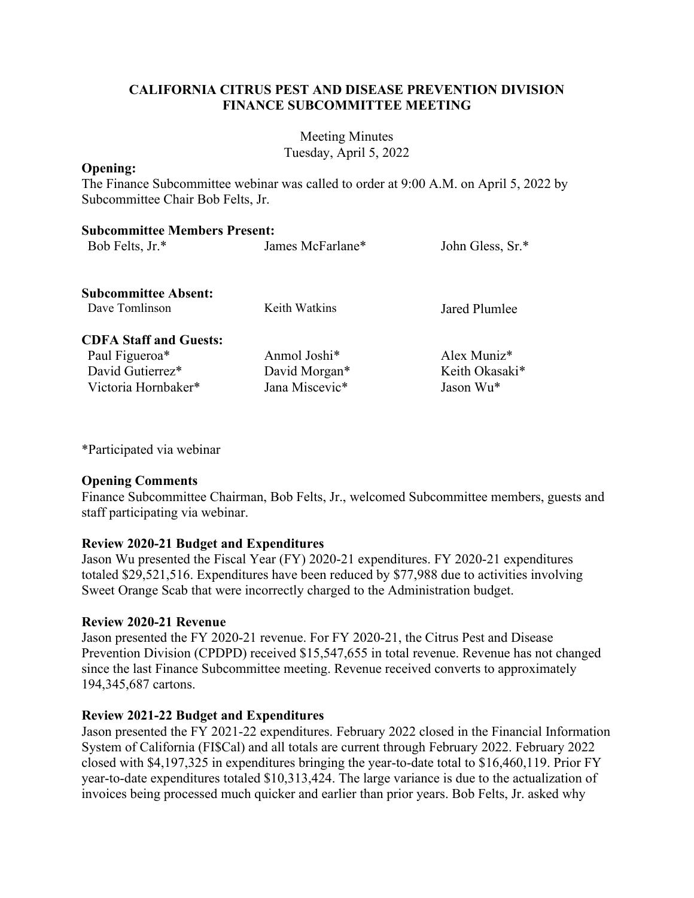# CALIFORNIA CITRUS PEST AND DISEASE PREVENTION DIVISION FINANCE SUBCOMMITTEE MEETING

Meeting Minutes
Tuesday, April 5, 2022

**Opening:**
The Finance Subcommittee webinar was called to order at 9:00 A.M. on April 5, 2022 by Subcommittee Chair Bob Felts, Jr.

**Subcommittee Members Present:**

| | | |
|---|---|---|
| Bob Felts, Jr.* | James McFarlane* | John Gless, Sr.* |

**Subcommittee Absent:**

| | | |
|---|---|---|
| Dave Tomlinson | Keith Watkins | Jared Plumlee |

**CDFA Staff and Guests:**

| | | |
|---|---|---|
| Paul Figueroa* | Anmol Joshi* | Alex Muniz* |
| David Gutierrez* | David Morgan* | Keith Okasaki* |
| Victoria Hornbaker* | Jana Miscevic* | Jason Wu* |

*Participated via webinar

**Opening Comments**
Finance Subcommittee Chairman, Bob Felts, Jr., welcomed Subcommittee members, guests and staff participating via webinar.

**Review 2020-21 Budget and Expenditures**
Jason Wu presented the Fiscal Year (FY) 2020-21 expenditures. FY 2020-21 expenditures totaled $29,521,516. Expenditures have been reduced by $77,988 due to activities involving Sweet Orange Scab that were incorrectly charged to the Administration budget.

**Review 2020-21 Revenue**
Jason presented the FY 2020-21 revenue. For FY 2020-21, the Citrus Pest and Disease Prevention Division (CPDPD) received $15,547,655 in total revenue. Revenue has not changed since the last Finance Subcommittee meeting. Revenue received converts to approximately 194,345,687 cartons.

**Review 2021-22 Budget and Expenditures**
Jason presented the FY 2021-22 expenditures. February 2022 closed in the Financial Information System of California (FI$Cal) and all totals are current through February 2022. February 2022 closed with $4,197,325 in expenditures bringing the year-to-date total to $16,460,119. Prior FY year-to-date expenditures totaled $10,313,424. The large variance is due to the actualization of invoices being processed much quicker and earlier than prior years. Bob Felts, Jr. asked why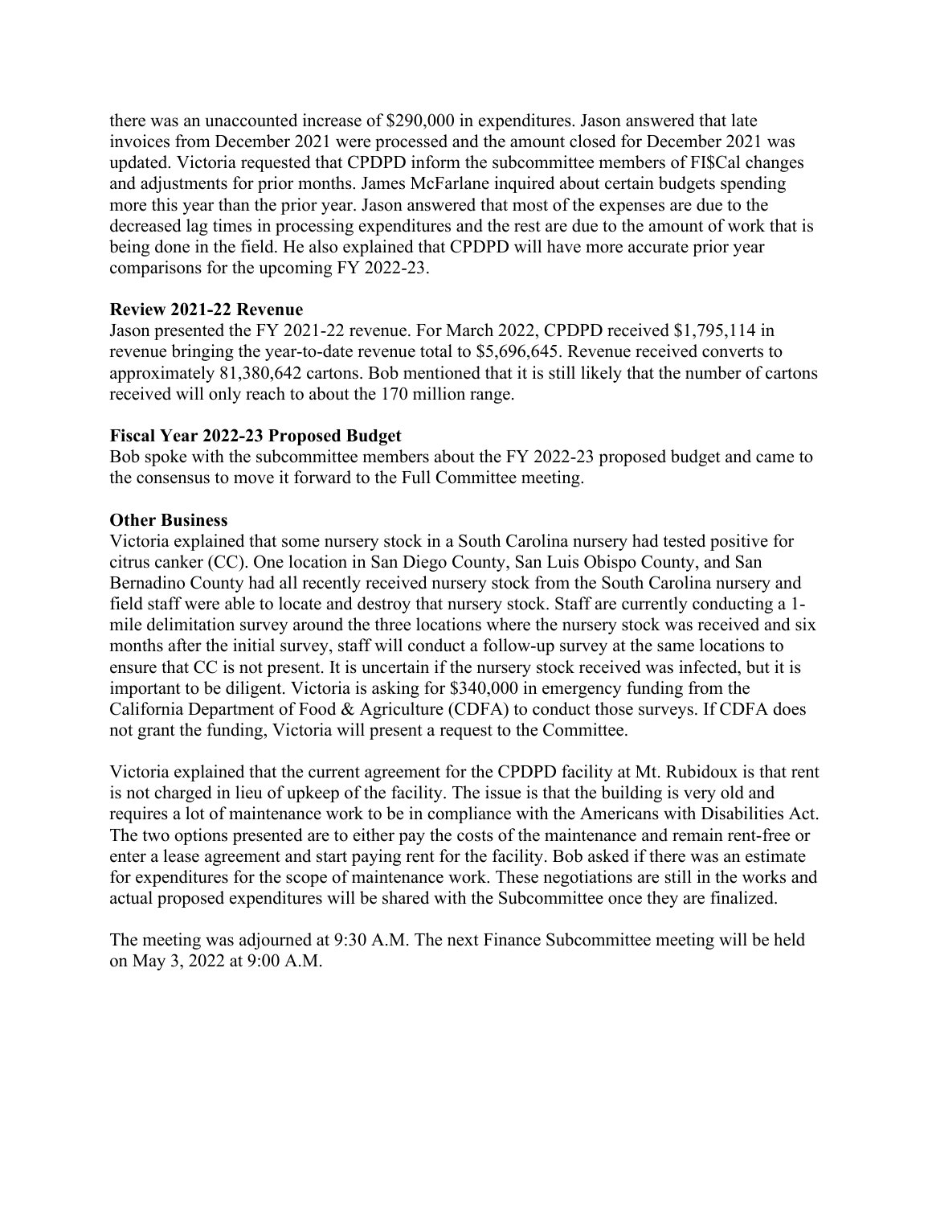there was an unaccounted increase of $290,000 in expenditures. Jason answered that late invoices from December 2021 were processed and the amount closed for December 2021 was updated. Victoria requested that CPDPD inform the subcommittee members of FI$Cal changes and adjustments for prior months. James McFarlane inquired about certain budgets spending more this year than the prior year. Jason answered that most of the expenses are due to the decreased lag times in processing expenditures and the rest are due to the amount of work that is being done in the field. He also explained that CPDPD will have more accurate prior year comparisons for the upcoming FY 2022-23.

**Review 2021-22 Revenue**

Jason presented the FY 2021-22 revenue. For March 2022, CPDPD received $1,795,114 in revenue bringing the year-to-date revenue total to $5,696,645. Revenue received converts to approximately 81,380,642 cartons. Bob mentioned that it is still likely that the number of cartons received will only reach to about the 170 million range.

**Fiscal Year 2022-23 Proposed Budget**

Bob spoke with the subcommittee members about the FY 2022-23 proposed budget and came to the consensus to move it forward to the Full Committee meeting.

**Other Business**

Victoria explained that some nursery stock in a South Carolina nursery had tested positive for citrus canker (CC). One location in San Diego County, San Luis Obispo County, and San Bernadino County had all recently received nursery stock from the South Carolina nursery and field staff were able to locate and destroy that nursery stock. Staff are currently conducting a 1-mile delimitation survey around the three locations where the nursery stock was received and six months after the initial survey, staff will conduct a follow-up survey at the same locations to ensure that CC is not present. It is uncertain if the nursery stock received was infected, but it is important to be diligent. Victoria is asking for $340,000 in emergency funding from the California Department of Food & Agriculture (CDFA) to conduct those surveys. If CDFA does not grant the funding, Victoria will present a request to the Committee.

Victoria explained that the current agreement for the CPDPD facility at Mt. Rubidoux is that rent is not charged in lieu of upkeep of the facility. The issue is that the building is very old and requires a lot of maintenance work to be in compliance with the Americans with Disabilities Act. The two options presented are to either pay the costs of the maintenance and remain rent-free or enter a lease agreement and start paying rent for the facility. Bob asked if there was an estimate for expenditures for the scope of maintenance work. These negotiations are still in the works and actual proposed expenditures will be shared with the Subcommittee once they are finalized.

The meeting was adjourned at 9:30 A.M. The next Finance Subcommittee meeting will be held on May 3, 2022 at 9:00 A.M.